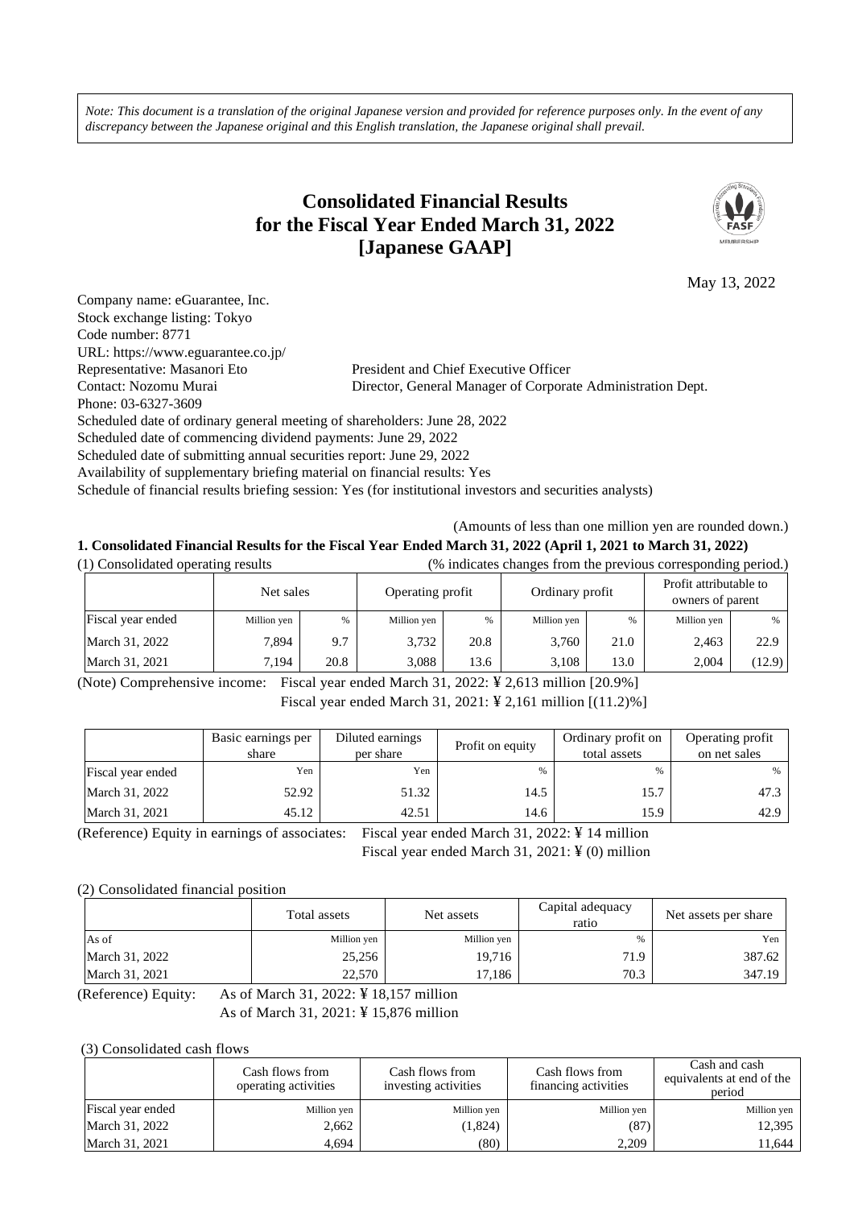*Note: This document is a translation of the original Japanese version and provided for reference purposes only. In the event of any discrepancy between the Japanese original and this English translation, the Japanese original shall prevail.*

# Consolidated Financial Results for the Fiscal Year Ended March 31, 2022 [Japanese GAAP]

May 13, 2022

Company name: eGuarantee, Inc.
Stock exchange listing: Tokyo
Code number: 8771
URL: https://www.eguarantee.co.jp/
Representative: Masanori Eto　　President and Chief Executive Officer
Contact: Nozomu Murai　　Director, General Manager of Corporate Administration Dept.
Phone: 03-6327-3609
Scheduled date of ordinary general meeting of shareholders: June 28, 2022
Scheduled date of commencing dividend payments: June 29, 2022
Scheduled date of submitting annual securities report: June 29, 2022
Availability of supplementary briefing material on financial results: Yes
Schedule of financial results briefing session: Yes (for institutional investors and securities analysts)

(Amounts of less than one million yen are rounded down.)

## 1. Consolidated Financial Results for the Fiscal Year Ended March 31, 2022 (April 1, 2021 to March 31, 2022)

(1) Consolidated operating results　　(% indicates changes from the previous corresponding period.)

| | Net sales | | Operating profit | | Ordinary profit | | Profit attributable to owners of parent | |
|---|---|---|---|---|---|---|---|---|
| Fiscal year ended | Million yen | % | Million yen | % | Million yen | % | Million yen | % |
| March 31, 2022 | 7,894 | 9.7 | 3,732 | 20.8 | 3,760 | 21.0 | 2,463 | 22.9 |
| March 31, 2021 | 7,194 | 20.8 | 3,088 | 13.6 | 3,108 | 13.0 | 2,004 | (12.9) |

(Note) Comprehensive income: Fiscal year ended March 31, 2022: ¥ 2,613 million [20.9%]
Fiscal year ended March 31, 2021: ¥ 2,161 million [(11.2)%]

| | Basic earnings per share | Diluted earnings per share | Profit on equity | Ordinary profit on total assets | Operating profit on net sales |
|---|---|---|---|---|---|
| Fiscal year ended | Yen | Yen | % | % | % |
| March 31, 2022 | 52.92 | 51.32 | 14.5 | 15.7 | 47.3 |
| March 31, 2021 | 45.12 | 42.51 | 14.6 | 15.9 | 42.9 |

(Reference) Equity in earnings of associates: Fiscal year ended March 31, 2022: ¥ 14 million
Fiscal year ended March 31, 2021: ¥ (0) million

(2) Consolidated financial position

| | Total assets | Net assets | Capital adequacy ratio | Net assets per share |
|---|---|---|---|---|
| As of | Million yen | Million yen | % | Yen |
| March 31, 2022 | 25,256 | 19,716 | 71.9 | 387.62 |
| March 31, 2021 | 22,570 | 17,186 | 70.3 | 347.19 |

(Reference) Equity: As of March 31, 2022: ¥ 18,157 million
As of March 31, 2021: ¥ 15,876 million

(3) Consolidated cash flows

| | Cash flows from operating activities | Cash flows from investing activities | Cash flows from financing activities | Cash and cash equivalents at end of the period |
|---|---|---|---|---|
| Fiscal year ended | Million yen | Million yen | Million yen | Million yen |
| March 31, 2022 | 2,662 | (1,824) | (87) | 12,395 |
| March 31, 2021 | 4,694 | (80) | 2,209 | 11,644 |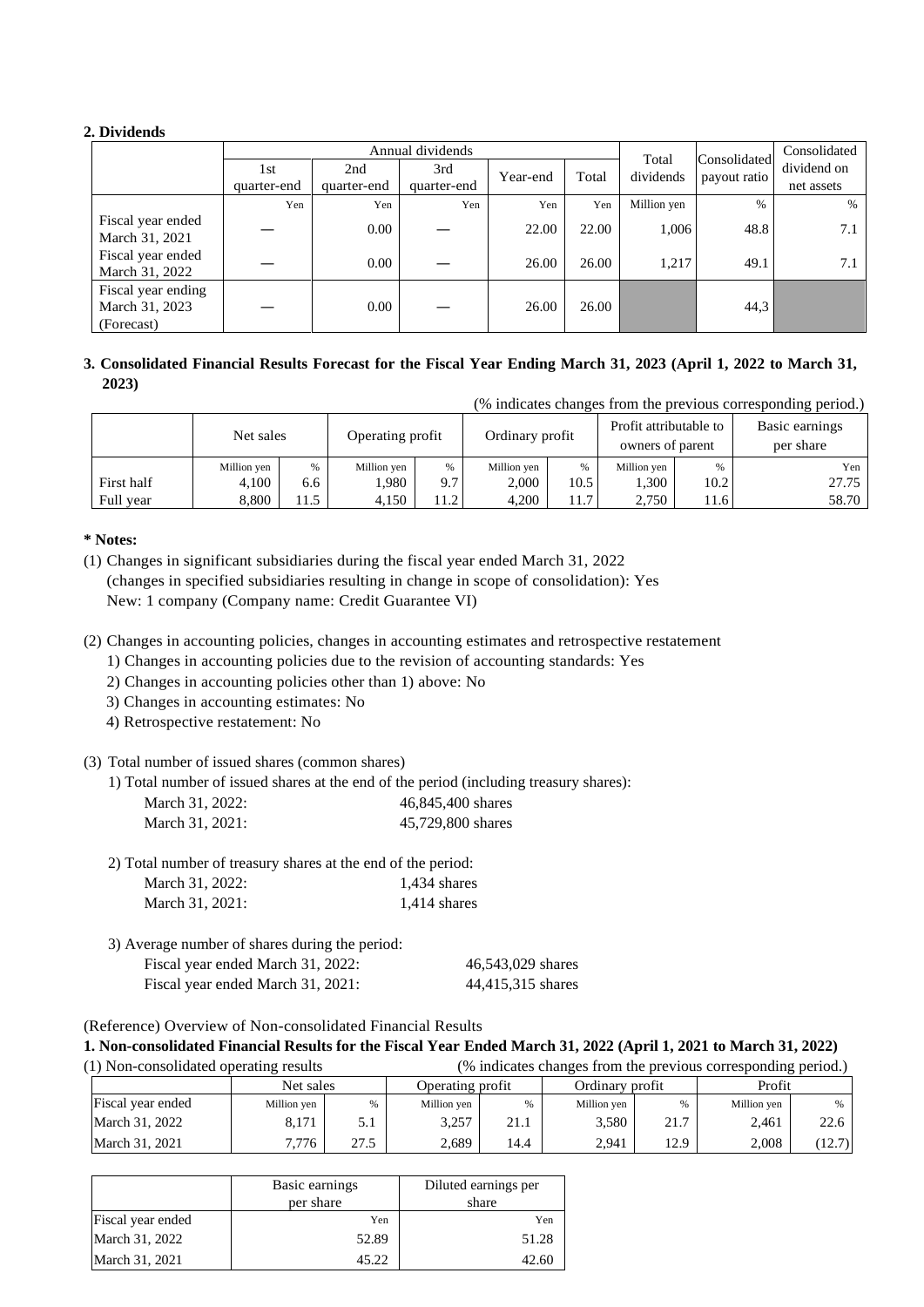**2. Dividends**

| | Annual dividends | | | | | Total dividends | Consolidated payout ratio | Consolidated dividend on net assets |
|---|---|---|---|---|---|---|---|---|
| | 1st quarter-end | 2nd quarter-end | 3rd quarter-end | Year-end | Total | | | |
| | Yen | Yen | Yen | Yen | Yen | Million yen | % | % |
| Fiscal year ended March 31, 2021 | — | 0.00 | — | 22.00 | 22.00 | 1,006 | 48.8 | 7.1 |
| Fiscal year ended March 31, 2022 | — | 0.00 | — | 26.00 | 26.00 | 1,217 | 49.1 | 7.1 |
| Fiscal year ending March 31, 2023 (Forecast) | — | 0.00 | — | 26.00 | 26.00 | | 44,3 | |

**3. Consolidated Financial Results Forecast for the Fiscal Year Ending March 31, 2023 (April 1, 2022 to March 31, 2023)**

(% indicates changes from the previous corresponding period.)

| | Net sales | | Operating profit | | Ordinary profit | | Profit attributable to owners of parent | | Basic earnings per share |
|---|---|---|---|---|---|---|---|---|---|
| | Million yen | % | Million yen | % | Million yen | % | Million yen | % | Yen |
| First half | 4,100 | 6.6 | 1,980 | 9.7 | 2,000 | 10.5 | 1,300 | 10.2 | 27.75 |
| Full year | 8,800 | 11.5 | 4,150 | 11.2 | 4,200 | 11.7 | 2,750 | 11.6 | 58.70 |

**\* Notes:**

(1) Changes in significant subsidiaries during the fiscal year ended March 31, 2022
(changes in specified subsidiaries resulting in change in scope of consolidation): Yes
New: 1 company (Company name: Credit Guarantee VI)

(2) Changes in accounting policies, changes in accounting estimates and retrospective restatement
1) Changes in accounting policies due to the revision of accounting standards: Yes
2) Changes in accounting policies other than 1) above: No
3) Changes in accounting estimates: No
4) Retrospective restatement: No

(3) Total number of issued shares (common shares)
1) Total number of issued shares at the end of the period (including treasury shares):
March 31, 2022: 46,845,400 shares
March 31, 2021: 45,729,800 shares

2) Total number of treasury shares at the end of the period:
March 31, 2022: 1,434 shares
March 31, 2021: 1,414 shares

3) Average number of shares during the period:
Fiscal year ended March 31, 2022: 46,543,029 shares
Fiscal year ended March 31, 2021: 44,415,315 shares

(Reference) Overview of Non-consolidated Financial Results

**1. Non-consolidated Financial Results for the Fiscal Year Ended March 31, 2022 (April 1, 2021 to March 31, 2022)**

(1) Non-consolidated operating results (% indicates changes from the previous corresponding period.)

| Fiscal year ended | Net sales | | Operating profit | | Ordinary profit | | Profit | |
|---|---|---|---|---|---|---|---|---|
| | Million yen | % | Million yen | % | Million yen | % | Million yen | % |
| March 31, 2022 | 8,171 | 5.1 | 3,257 | 21.1 | 3,580 | 21.7 | 2,461 | 22.6 |
| March 31, 2021 | 7,776 | 27.5 | 2,689 | 14.4 | 2,941 | 12.9 | 2,008 | (12.7) |

| Fiscal year ended | Basic earnings per share | Diluted earnings per share |
|---|---|---|
| | Yen | Yen |
| March 31, 2022 | 52.89 | 51.28 |
| March 31, 2021 | 45.22 | 42.60 |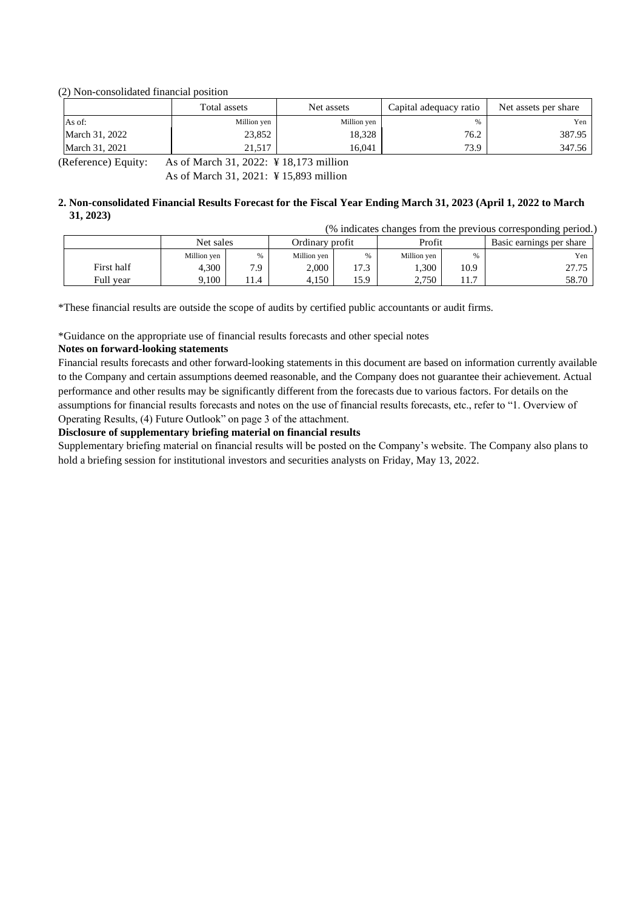(2) Non-consolidated financial position

| | Total assets | Net assets | Capital adequacy ratio | Net assets per share |
|---|---|---|---|---|
| As of: | Million yen | Million yen | % | Yen |
| March 31, 2022 | 23,852 | 18,328 | 76.2 | 387.95 |
| March 31, 2021 | 21,517 | 16,041 | 73.9 | 347.56 |

(Reference) Equity: As of March 31, 2022: ¥ 18,173 million
As of March 31, 2021: ¥ 15,893 million

**2. Non-consolidated Financial Results Forecast for the Fiscal Year Ending March 31, 2023 (April 1, 2022 to March 31, 2023)**

(% indicates changes from the previous corresponding period.)

| | Net sales | | Ordinary profit | | Profit | | Basic earnings per share |
|---|---|---|---|---|---|---|---|
| | Million yen | % | Million yen | % | Million yen | % | Yen |
| First half | 4,300 | 7.9 | 2,000 | 17.3 | 1,300 | 10.9 | 27.75 |
| Full year | 9,100 | 11.4 | 4,150 | 15.9 | 2,750 | 11.7 | 58.70 |

*These financial results are outside the scope of audits by certified public accountants or audit firms.

*Guidance on the appropriate use of financial results forecasts and other special notes

**Notes on forward-looking statements**

Financial results forecasts and other forward-looking statements in this document are based on information currently available to the Company and certain assumptions deemed reasonable, and the Company does not guarantee their achievement. Actual performance and other results may be significantly different from the forecasts due to various factors. For details on the assumptions for financial results forecasts and notes on the use of financial results forecasts, etc., refer to "1. Overview of Operating Results, (4) Future Outlook" on page 3 of the attachment.

**Disclosure of supplementary briefing material on financial results**

Supplementary briefing material on financial results will be posted on the Company's website. The Company also plans to hold a briefing session for institutional investors and securities analysts on Friday, May 13, 2022.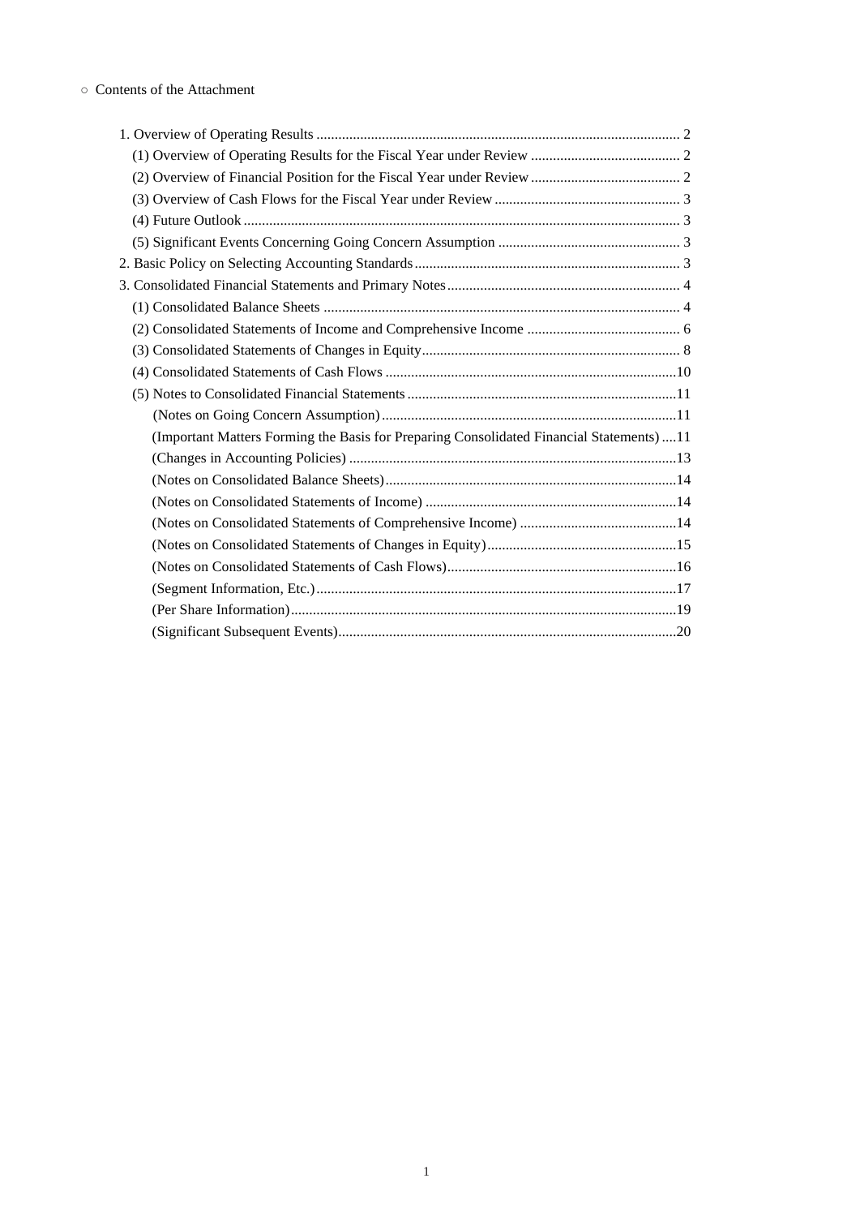○ Contents of the Attachment

1. Overview of Operating Results ... 2
   - (1) Overview of Operating Results for the Fiscal Year under Review ... 2
   - (2) Overview of Financial Position for the Fiscal Year under Review ... 2
   - (3) Overview of Cash Flows for the Fiscal Year under Review ... 3
   - (4) Future Outlook ... 3
   - (5) Significant Events Concerning Going Concern Assumption ... 3
2. Basic Policy on Selecting Accounting Standards ... 3
3. Consolidated Financial Statements and Primary Notes ... 4
   - (1) Consolidated Balance Sheets ... 4
   - (2) Consolidated Statements of Income and Comprehensive Income ... 6
   - (3) Consolidated Statements of Changes in Equity ... 8
   - (4) Consolidated Statements of Cash Flows ... 10
   - (5) Notes to Consolidated Financial Statements ... 11
     - (Notes on Going Concern Assumption) ... 11
     - (Important Matters Forming the Basis for Preparing Consolidated Financial Statements) ... 11
     - (Changes in Accounting Policies) ... 13
     - (Notes on Consolidated Balance Sheets) ... 14
     - (Notes on Consolidated Statements of Income) ... 14
     - (Notes on Consolidated Statements of Comprehensive Income) ... 14
     - (Notes on Consolidated Statements of Changes in Equity) ... 15
     - (Notes on Consolidated Statements of Cash Flows) ... 16
     - (Segment Information, Etc.) ... 17
     - (Per Share Information) ... 19
     - (Significant Subsequent Events) ... 20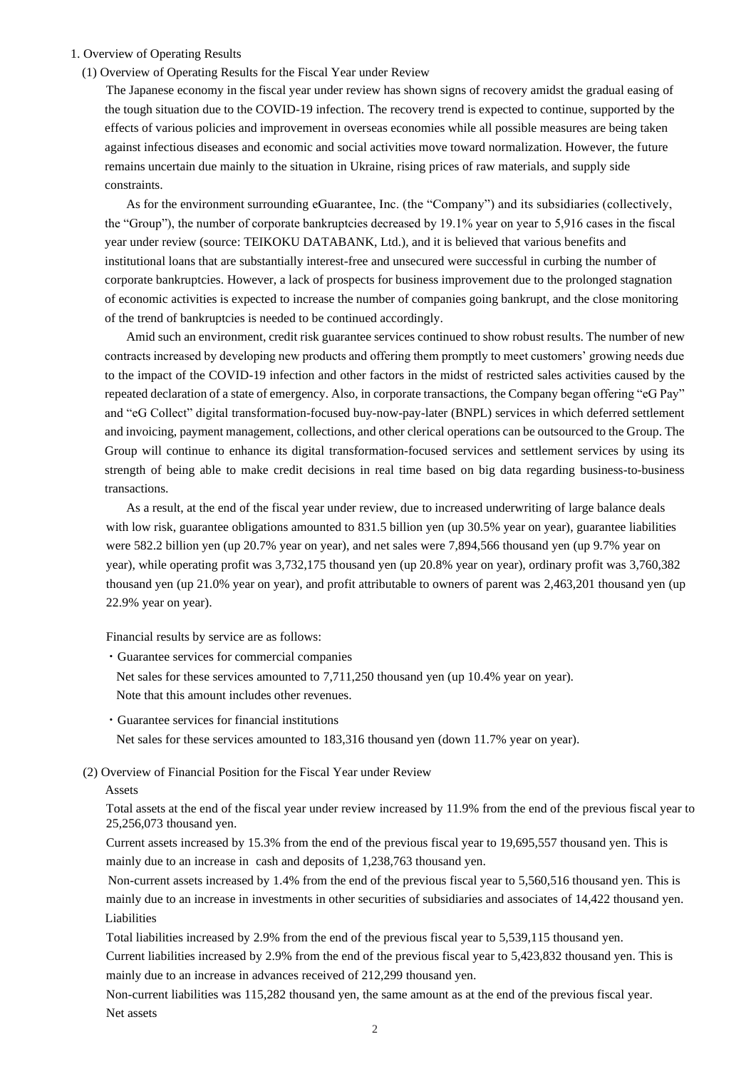# 1. Overview of Operating Results

## (1) Overview of Operating Results for the Fiscal Year under Review

The Japanese economy in the fiscal year under review has shown signs of recovery amidst the gradual easing of the tough situation due to the COVID-19 infection. The recovery trend is expected to continue, supported by the effects of various policies and improvement in overseas economies while all possible measures are being taken against infectious diseases and economic and social activities move toward normalization. However, the future remains uncertain due mainly to the situation in Ukraine, rising prices of raw materials, and supply side constraints.

As for the environment surrounding eGuarantee, Inc. (the "Company") and its subsidiaries (collectively, the "Group"), the number of corporate bankruptcies decreased by 19.1% year on year to 5,916 cases in the fiscal year under review (source: TEIKOKU DATABANK, Ltd.), and it is believed that various benefits and institutional loans that are substantially interest-free and unsecured were successful in curbing the number of corporate bankruptcies. However, a lack of prospects for business improvement due to the prolonged stagnation of economic activities is expected to increase the number of companies going bankrupt, and the close monitoring of the trend of bankruptcies is needed to be continued accordingly.

Amid such an environment, credit risk guarantee services continued to show robust results. The number of new contracts increased by developing new products and offering them promptly to meet customers' growing needs due to the impact of the COVID-19 infection and other factors in the midst of restricted sales activities caused by the repeated declaration of a state of emergency. Also, in corporate transactions, the Company began offering "eG Pay" and "eG Collect" digital transformation-focused buy-now-pay-later (BNPL) services in which deferred settlement and invoicing, payment management, collections, and other clerical operations can be outsourced to the Group. The Group will continue to enhance its digital transformation-focused services and settlement services by using its strength of being able to make credit decisions in real time based on big data regarding business-to-business transactions.

As a result, at the end of the fiscal year under review, due to increased underwriting of large balance deals with low risk, guarantee obligations amounted to 831.5 billion yen (up 30.5% year on year), guarantee liabilities were 582.2 billion yen (up 20.7% year on year), and net sales were 7,894,566 thousand yen (up 9.7% year on year), while operating profit was 3,732,175 thousand yen (up 20.8% year on year), ordinary profit was 3,760,382 thousand yen (up 21.0% year on year), and profit attributable to owners of parent was 2,463,201 thousand yen (up 22.9% year on year).

Financial results by service are as follows:

・Guarantee services for commercial companies

Net sales for these services amounted to 7,711,250 thousand yen (up 10.4% year on year). Note that this amount includes other revenues.

・Guarantee services for financial institutions

Net sales for these services amounted to 183,316 thousand yen (down 11.7% year on year).

## (2) Overview of Financial Position for the Fiscal Year under Review

Assets

Total assets at the end of the fiscal year under review increased by 11.9% from the end of the previous fiscal year to 25,256,073 thousand yen.

Current assets increased by 15.3% from the end of the previous fiscal year to 19,695,557 thousand yen. This is mainly due to an increase in cash and deposits of 1,238,763 thousand yen.

Non-current assets increased by 1.4% from the end of the previous fiscal year to 5,560,516 thousand yen. This is mainly due to an increase in investments in other securities of subsidiaries and associates of 14,422 thousand yen.

Liabilities

Total liabilities increased by 2.9% from the end of the previous fiscal year to 5,539,115 thousand yen.

Current liabilities increased by 2.9% from the end of the previous fiscal year to 5,423,832 thousand yen. This is mainly due to an increase in advances received of 212,299 thousand yen.

Non-current liabilities was 115,282 thousand yen, the same amount as at the end of the previous fiscal year.

Net assets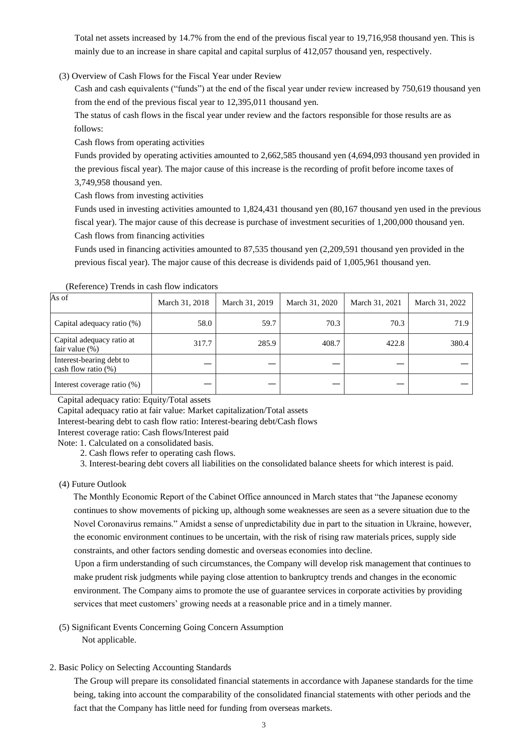Total net assets increased by 14.7% from the end of the previous fiscal year to 19,716,958 thousand yen. This is mainly due to an increase in share capital and capital surplus of 412,057 thousand yen, respectively.

(3) Overview of Cash Flows for the Fiscal Year under Review

Cash and cash equivalents ("funds") at the end of the fiscal year under review increased by 750,619 thousand yen from the end of the previous fiscal year to 12,395,011 thousand yen.

The status of cash flows in the fiscal year under review and the factors responsible for those results are as follows:

Cash flows from operating activities

Funds provided by operating activities amounted to 2,662,585 thousand yen (4,694,093 thousand yen provided in the previous fiscal year). The major cause of this increase is the recording of profit before income taxes of 3,749,958 thousand yen.

Cash flows from investing activities

Funds used in investing activities amounted to 1,824,431 thousand yen (80,167 thousand yen used in the previous fiscal year). The major cause of this decrease is purchase of investment securities of 1,200,000 thousand yen.

Cash flows from financing activities

Funds used in financing activities amounted to 87,535 thousand yen (2,209,591 thousand yen provided in the previous fiscal year). The major cause of this decrease is dividends paid of 1,005,961 thousand yen.

(Reference) Trends in cash flow indicators

| As of | March 31, 2018 | March 31, 2019 | March 31, 2020 | March 31, 2021 | March 31, 2022 |
|---|---|---|---|---|---|
| Capital adequacy ratio (%) | 58.0 | 59.7 | 70.3 | 70.3 | 71.9 |
| Capital adequacy ratio at fair value (%) | 317.7 | 285.9 | 408.7 | 422.8 | 380.4 |
| Interest-bearing debt to cash flow ratio (%) | — | — | — | — | — |
| Interest coverage ratio (%) | — | — | — | — | — |

Capital adequacy ratio: Equity/Total assets

Capital adequacy ratio at fair value: Market capitalization/Total assets

Interest-bearing debt to cash flow ratio: Interest-bearing debt/Cash flows

Interest coverage ratio: Cash flows/Interest paid

Note: 1. Calculated on a consolidated basis.

2. Cash flows refer to operating cash flows.

3. Interest-bearing debt covers all liabilities on the consolidated balance sheets for which interest is paid.

(4) Future Outlook

The Monthly Economic Report of the Cabinet Office announced in March states that "the Japanese economy continues to show movements of picking up, although some weaknesses are seen as a severe situation due to the Novel Coronavirus remains." Amidst a sense of unpredictability due in part to the situation in Ukraine, however, the economic environment continues to be uncertain, with the risk of rising raw materials prices, supply side constraints, and other factors sending domestic and overseas economies into decline.

Upon a firm understanding of such circumstances, the Company will develop risk management that continues to make prudent risk judgments while paying close attention to bankruptcy trends and changes in the economic environment. The Company aims to promote the use of guarantee services in corporate activities by providing services that meet customers' growing needs at a reasonable price and in a timely manner.

(5) Significant Events Concerning Going Concern Assumption

Not applicable.

2. Basic Policy on Selecting Accounting Standards

The Group will prepare its consolidated financial statements in accordance with Japanese standards for the time being, taking into account the comparability of the consolidated financial statements with other periods and the fact that the Company has little need for funding from overseas markets.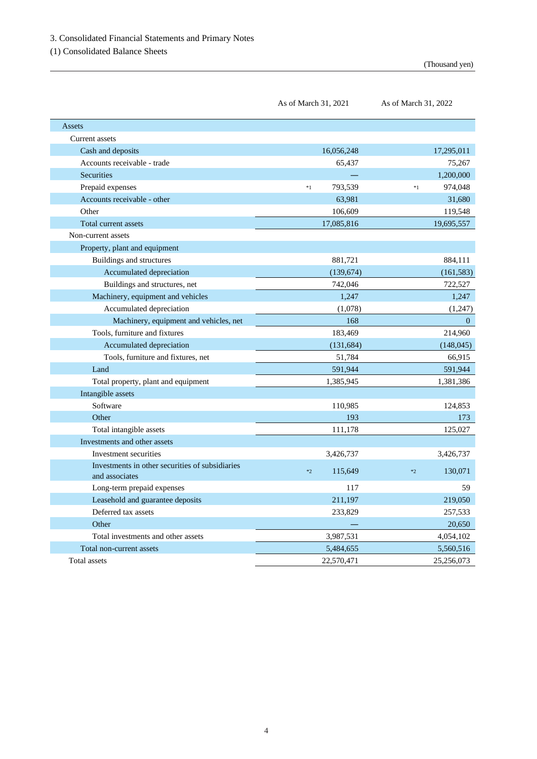## 3. Consolidated Financial Statements and Primary Notes

### (1) Consolidated Balance Sheets

(Thousand yen)

| | As of March 31, 2021 | As of March 31, 2022 |
|---|---|---|
| Assets | | |
| Current assets | | |
| Cash and deposits | 16,056,248 | 17,295,011 |
| Accounts receivable - trade | 65,437 | 75,267 |
| Securities | — | 1,200,000 |
| Prepaid expenses | *1 793,539 | *1 974,048 |
| Accounts receivable - other | 63,981 | 31,680 |
| Other | 106,609 | 119,548 |
| Total current assets | 17,085,816 | 19,695,557 |
| Non-current assets | | |
| Property, plant and equipment | | |
| Buildings and structures | 881,721 | 884,111 |
| Accumulated depreciation | (139,674) | (161,583) |
| Buildings and structures, net | 742,046 | 722,527 |
| Machinery, equipment and vehicles | 1,247 | 1,247 |
| Accumulated depreciation | (1,078) | (1,247) |
| Machinery, equipment and vehicles, net | 168 | 0 |
| Tools, furniture and fixtures | 183,469 | 214,960 |
| Accumulated depreciation | (131,684) | (148,045) |
| Tools, furniture and fixtures, net | 51,784 | 66,915 |
| Land | 591,944 | 591,944 |
| Total property, plant and equipment | 1,385,945 | 1,381,386 |
| Intangible assets | | |
| Software | 110,985 | 124,853 |
| Other | 193 | 173 |
| Total intangible assets | 111,178 | 125,027 |
| Investments and other assets | | |
| Investment securities | 3,426,737 | 3,426,737 |
| Investments in other securities of subsidiaries and associates | *2 115,649 | *2 130,071 |
| Long-term prepaid expenses | 117 | 59 |
| Leasehold and guarantee deposits | 211,197 | 219,050 |
| Deferred tax assets | 233,829 | 257,533 |
| Other | — | 20,650 |
| Total investments and other assets | 3,987,531 | 4,054,102 |
| Total non-current assets | 5,484,655 | 5,560,516 |
| Total assets | 22,570,471 | 25,256,073 |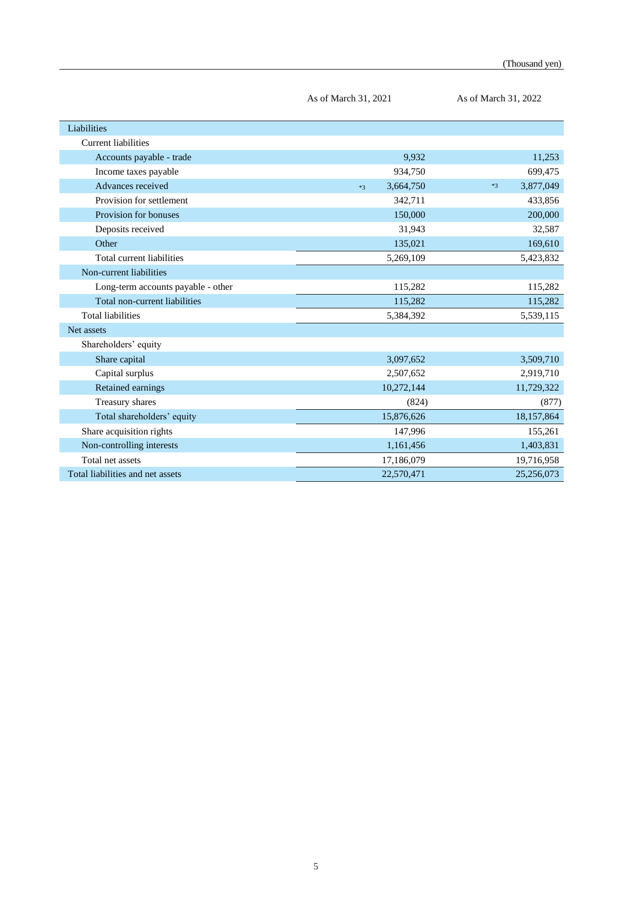(Thousand yen)

| | As of March 31, 2021 | As of March 31, 2022 |
|---|---|---|
| Liabilities | | |
| Current liabilities | | |
| Accounts payable - trade | 9,932 | 11,253 |
| Income taxes payable | 934,750 | 699,475 |
| Advances received | *3 3,664,750 | *3 3,877,049 |
| Provision for settlement | 342,711 | 433,856 |
| Provision for bonuses | 150,000 | 200,000 |
| Deposits received | 31,943 | 32,587 |
| Other | 135,021 | 169,610 |
| Total current liabilities | 5,269,109 | 5,423,832 |
| Non-current liabilities | | |
| Long-term accounts payable - other | 115,282 | 115,282 |
| Total non-current liabilities | 115,282 | 115,282 |
| Total liabilities | 5,384,392 | 5,539,115 |
| Net assets | | |
| Shareholders' equity | | |
| Share capital | 3,097,652 | 3,509,710 |
| Capital surplus | 2,507,652 | 2,919,710 |
| Retained earnings | 10,272,144 | 11,729,322 |
| Treasury shares | (824) | (877) |
| Total shareholders' equity | 15,876,626 | 18,157,864 |
| Share acquisition rights | 147,996 | 155,261 |
| Non-controlling interests | 1,161,456 | 1,403,831 |
| Total net assets | 17,186,079 | 19,716,958 |
| Total liabilities and net assets | 22,570,471 | 25,256,073 |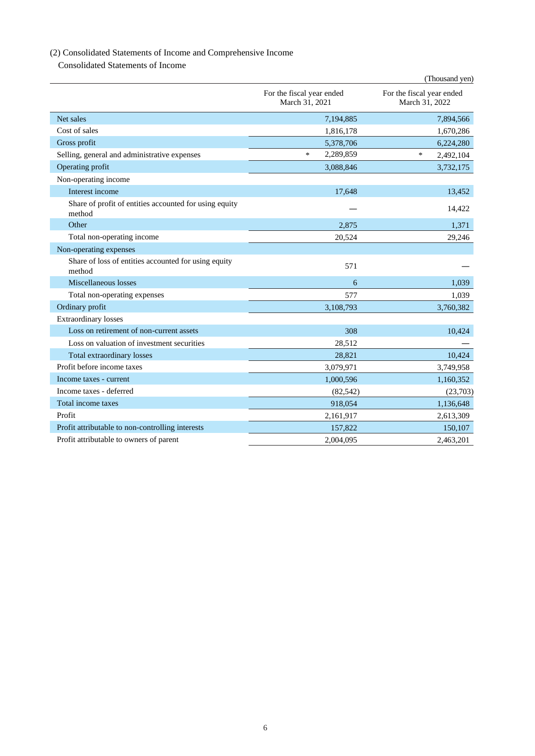## (2) Consolidated Statements of Income and Comprehensive Income

### Consolidated Statements of Income

(Thousand yen)

| | For the fiscal year ended March 31, 2021 | For the fiscal year ended March 31, 2022 |
|---|---|---|
| Net sales | 7,194,885 | 7,894,566 |
| Cost of sales | 1,816,178 | 1,670,286 |
| Gross profit | 5,378,706 | 6,224,280 |
| Selling, general and administrative expenses | * 2,289,859 | * 2,492,104 |
| Operating profit | 3,088,846 | 3,732,175 |
| Non-operating income | | |
| Interest income | 17,648 | 13,452 |
| Share of profit of entities accounted for using equity method | — | 14,422 |
| Other | 2,875 | 1,371 |
| Total non-operating income | 20,524 | 29,246 |
| Non-operating expenses | | |
| Share of loss of entities accounted for using equity method | 571 | — |
| Miscellaneous losses | 6 | 1,039 |
| Total non-operating expenses | 577 | 1,039 |
| Ordinary profit | 3,108,793 | 3,760,382 |
| Extraordinary losses | | |
| Loss on retirement of non-current assets | 308 | 10,424 |
| Loss on valuation of investment securities | 28,512 | — |
| Total extraordinary losses | 28,821 | 10,424 |
| Profit before income taxes | 3,079,971 | 3,749,958 |
| Income taxes - current | 1,000,596 | 1,160,352 |
| Income taxes - deferred | (82,542) | (23,703) |
| Total income taxes | 918,054 | 1,136,648 |
| Profit | 2,161,917 | 2,613,309 |
| Profit attributable to non-controlling interests | 157,822 | 150,107 |
| Profit attributable to owners of parent | 2,004,095 | 2,463,201 |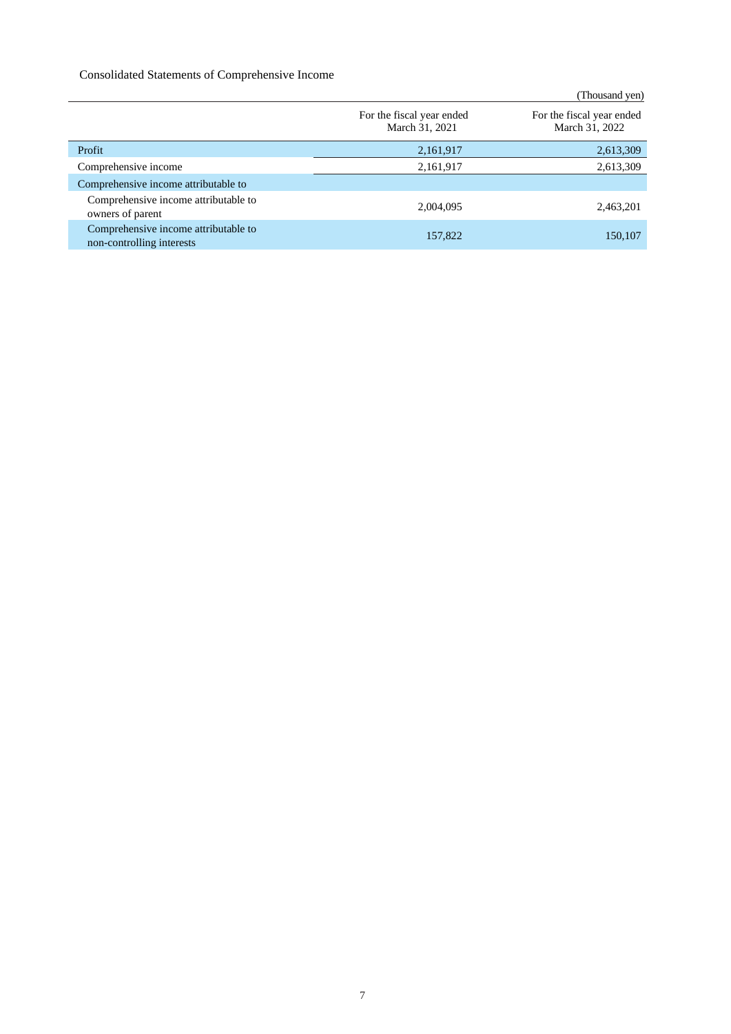Consolidated Statements of Comprehensive Income

(Thousand yen)

| | For the fiscal year ended March 31, 2021 | For the fiscal year ended March 31, 2022 |
|---|---|---|
| Profit | 2,161,917 | 2,613,309 |
| Comprehensive income | 2,161,917 | 2,613,309 |
| Comprehensive income attributable to | | |
| Comprehensive income attributable to owners of parent | 2,004,095 | 2,463,201 |
| Comprehensive income attributable to non-controlling interests | 157,822 | 150,107 |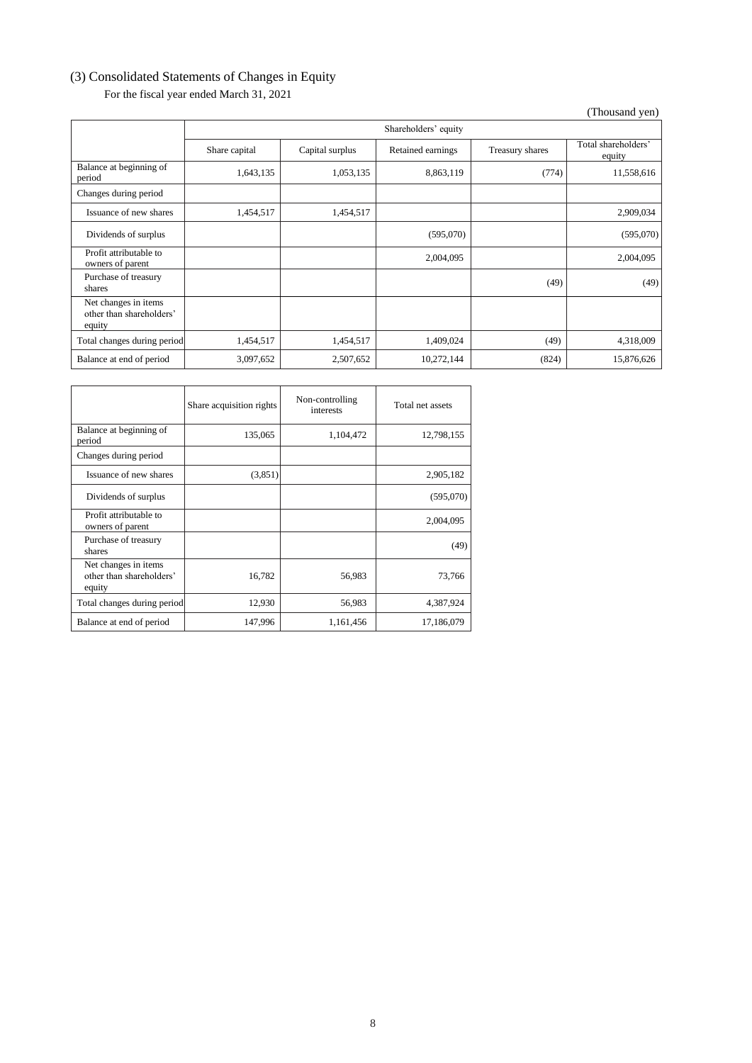## (3) Consolidated Statements of Changes in Equity

For the fiscal year ended March 31, 2021

(Thousand yen)

| | Shareholders' equity | | | | |
|---|---|---|---|---|---|
| | Share capital | Capital surplus | Retained earnings | Treasury shares | Total shareholders' equity |
| Balance at beginning of period | 1,643,135 | 1,053,135 | 8,863,119 | (774) | 11,558,616 |
| Changes during period | | | | | |
| Issuance of new shares | 1,454,517 | 1,454,517 | | | 2,909,034 |
| Dividends of surplus | | | (595,070) | | (595,070) |
| Profit attributable to owners of parent | | | 2,004,095 | | 2,004,095 |
| Purchase of treasury shares | | | | (49) | (49) |
| Net changes in items other than shareholders' equity | | | | | |
| Total changes during period | 1,454,517 | 1,454,517 | 1,409,024 | (49) | 4,318,009 |
| Balance at end of period | 3,097,652 | 2,507,652 | 10,272,144 | (824) | 15,876,626 |

| | Share acquisition rights | Non-controlling interests | Total net assets |
|---|---|---|---|
| Balance at beginning of period | 135,065 | 1,104,472 | 12,798,155 |
| Changes during period | | | |
| Issuance of new shares | (3,851) | | 2,905,182 |
| Dividends of surplus | | | (595,070) |
| Profit attributable to owners of parent | | | 2,004,095 |
| Purchase of treasury shares | | | (49) |
| Net changes in items other than shareholders' equity | 16,782 | 56,983 | 73,766 |
| Total changes during period | 12,930 | 56,983 | 4,387,924 |
| Balance at end of period | 147,996 | 1,161,456 | 17,186,079 |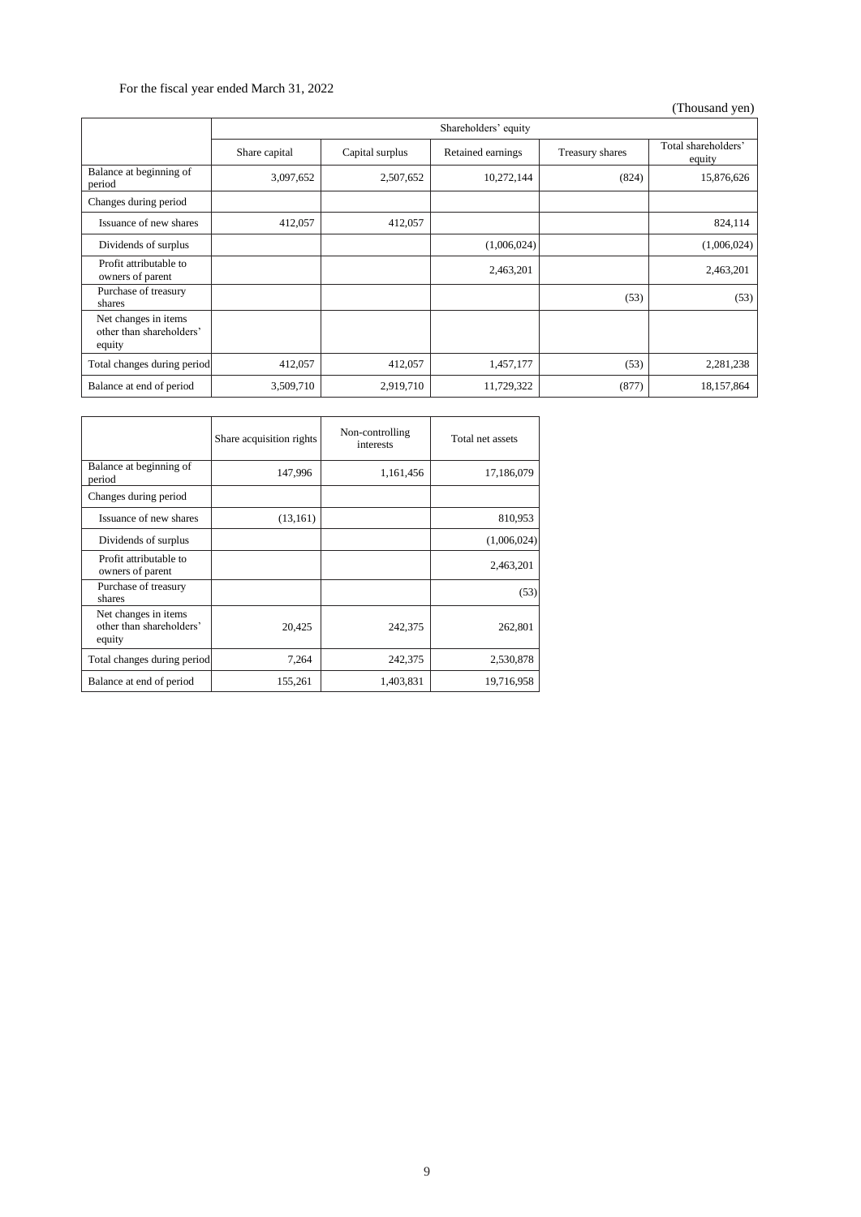For the fiscal year ended March 31, 2022

(Thousand yen)

| | Shareholders' equity | | | | |
|---|---|---|---|---|---|
| | Share capital | Capital surplus | Retained earnings | Treasury shares | Total shareholders' equity |
| Balance at beginning of period | 3,097,652 | 2,507,652 | 10,272,144 | (824) | 15,876,626 |
| Changes during period | | | | | |
| Issuance of new shares | 412,057 | 412,057 | | | 824,114 |
| Dividends of surplus | | | (1,006,024) | | (1,006,024) |
| Profit attributable to owners of parent | | | 2,463,201 | | 2,463,201 |
| Purchase of treasury shares | | | | (53) | (53) |
| Net changes in items other than shareholders' equity | | | | | |
| Total changes during period | 412,057 | 412,057 | 1,457,177 | (53) | 2,281,238 |
| Balance at end of period | 3,509,710 | 2,919,710 | 11,729,322 | (877) | 18,157,864 |

| | Share acquisition rights | Non-controlling interests | Total net assets |
|---|---|---|---|
| Balance at beginning of period | 147,996 | 1,161,456 | 17,186,079 |
| Changes during period | | | |
| Issuance of new shares | (13,161) | | 810,953 |
| Dividends of surplus | | | (1,006,024) |
| Profit attributable to owners of parent | | | 2,463,201 |
| Purchase of treasury shares | | | (53) |
| Net changes in items other than shareholders' equity | 20,425 | 242,375 | 262,801 |
| Total changes during period | 7,264 | 242,375 | 2,530,878 |
| Balance at end of period | 155,261 | 1,403,831 | 19,716,958 |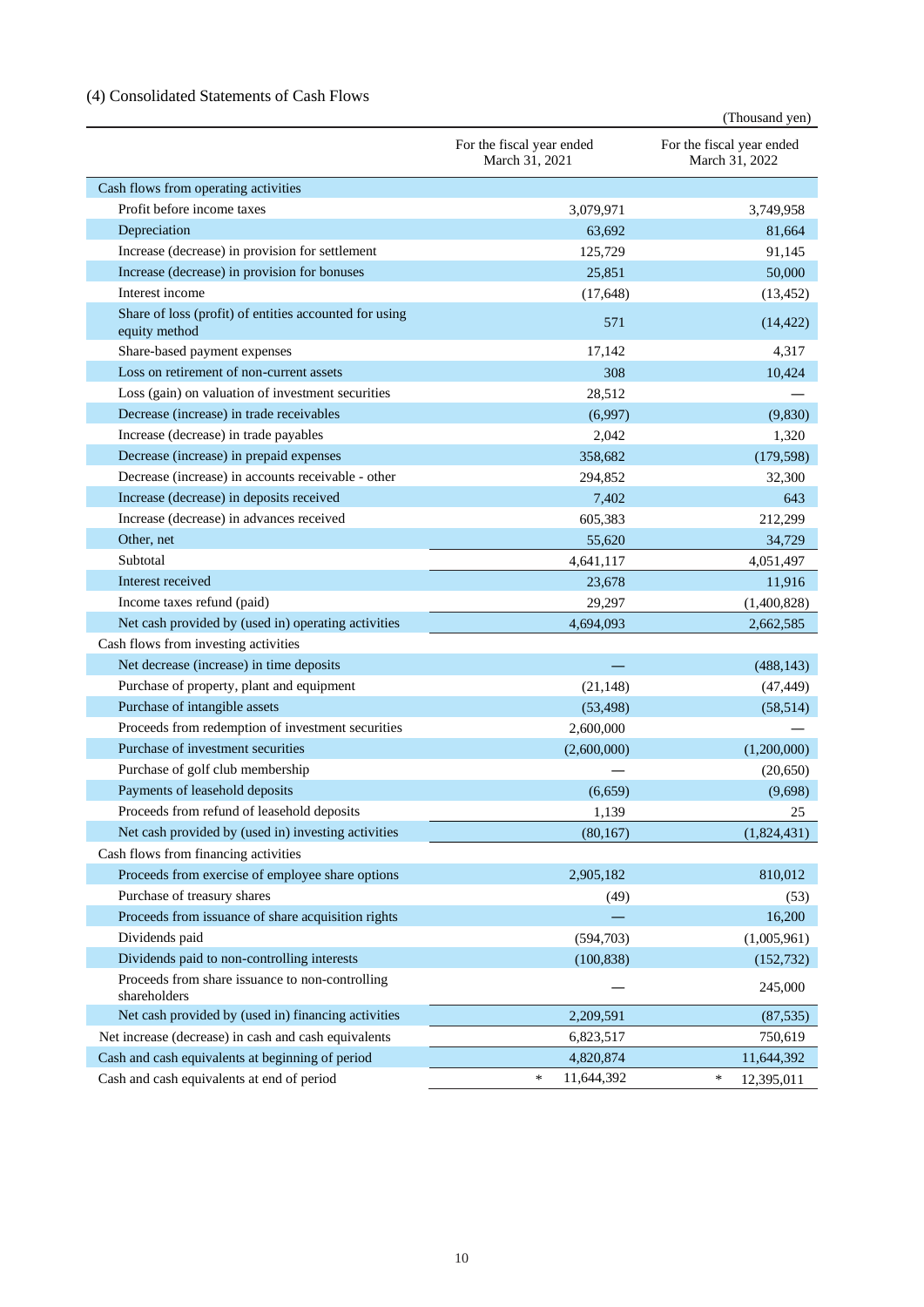### (4) Consolidated Statements of Cash Flows

(Thousand yen)

| | For the fiscal year ended March 31, 2021 | For the fiscal year ended March 31, 2022 |
|---|---|---|
| Cash flows from operating activities | | |
| Profit before income taxes | 3,079,971 | 3,749,958 |
| Depreciation | 63,692 | 81,664 |
| Increase (decrease) in provision for settlement | 125,729 | 91,145 |
| Increase (decrease) in provision for bonuses | 25,851 | 50,000 |
| Interest income | (17,648) | (13,452) |
| Share of loss (profit) of entities accounted for using equity method | 571 | (14,422) |
| Share-based payment expenses | 17,142 | 4,317 |
| Loss on retirement of non-current assets | 308 | 10,424 |
| Loss (gain) on valuation of investment securities | 28,512 | — |
| Decrease (increase) in trade receivables | (6,997) | (9,830) |
| Increase (decrease) in trade payables | 2,042 | 1,320 |
| Decrease (increase) in prepaid expenses | 358,682 | (179,598) |
| Decrease (increase) in accounts receivable - other | 294,852 | 32,300 |
| Increase (decrease) in deposits received | 7,402 | 643 |
| Increase (decrease) in advances received | 605,383 | 212,299 |
| Other, net | 55,620 | 34,729 |
| Subtotal | 4,641,117 | 4,051,497 |
| Interest received | 23,678 | 11,916 |
| Income taxes refund (paid) | 29,297 | (1,400,828) |
| Net cash provided by (used in) operating activities | 4,694,093 | 2,662,585 |
| Cash flows from investing activities | | |
| Net decrease (increase) in time deposits | — | (488,143) |
| Purchase of property, plant and equipment | (21,148) | (47,449) |
| Purchase of intangible assets | (53,498) | (58,514) |
| Proceeds from redemption of investment securities | 2,600,000 | — |
| Purchase of investment securities | (2,600,000) | (1,200,000) |
| Purchase of golf club membership | — | (20,650) |
| Payments of leasehold deposits | (6,659) | (9,698) |
| Proceeds from refund of leasehold deposits | 1,139 | 25 |
| Net cash provided by (used in) investing activities | (80,167) | (1,824,431) |
| Cash flows from financing activities | | |
| Proceeds from exercise of employee share options | 2,905,182 | 810,012 |
| Purchase of treasury shares | (49) | (53) |
| Proceeds from issuance of share acquisition rights | — | 16,200 |
| Dividends paid | (594,703) | (1,005,961) |
| Dividends paid to non-controlling interests | (100,838) | (152,732) |
| Proceeds from share issuance to non-controlling shareholders | — | 245,000 |
| Net cash provided by (used in) financing activities | 2,209,591 | (87,535) |
| Net increase (decrease) in cash and cash equivalents | 6,823,517 | 750,619 |
| Cash and cash equivalents at beginning of period | 4,820,874 | 11,644,392 |
| Cash and cash equivalents at end of period | * 11,644,392 | * 12,395,011 |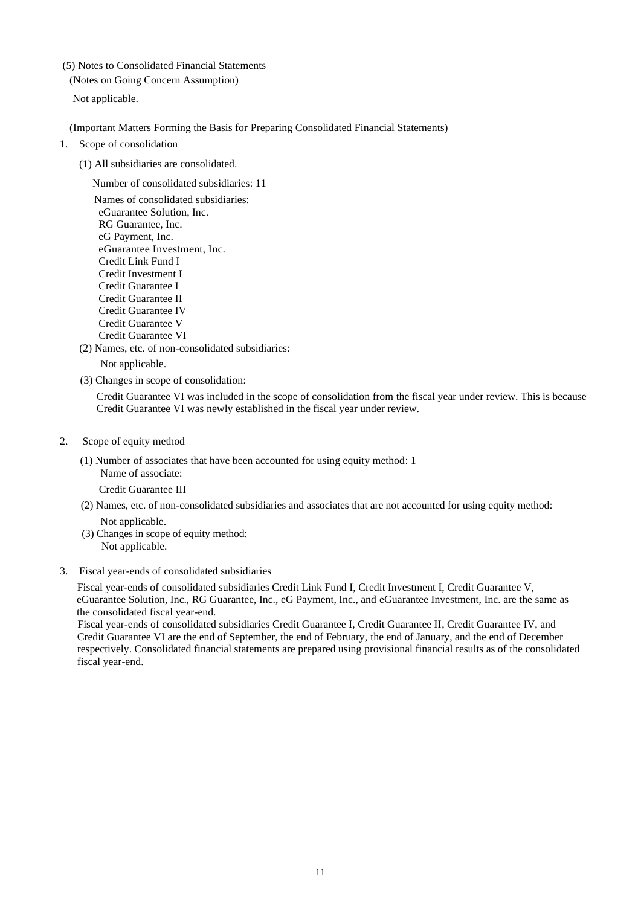(5) Notes to Consolidated Financial Statements

(Notes on Going Concern Assumption)

Not applicable.

(Important Matters Forming the Basis for Preparing Consolidated Financial Statements)

1. Scope of consolidation

(1) All subsidiaries are consolidated.

Number of consolidated subsidiaries: 11

Names of consolidated subsidiaries:
eGuarantee Solution, Inc.
RG Guarantee, Inc.
eG Payment, Inc.
eGuarantee Investment, Inc.
Credit Link Fund I
Credit Investment I
Credit Guarantee I
Credit Guarantee II
Credit Guarantee IV
Credit Guarantee V
Credit Guarantee VI

(2) Names, etc. of non-consolidated subsidiaries:

Not applicable.

(3) Changes in scope of consolidation:

Credit Guarantee VI was included in the scope of consolidation from the fiscal year under review. This is because Credit Guarantee VI was newly established in the fiscal year under review.

2. Scope of equity method

(1) Number of associates that have been accounted for using equity method: 1
Name of associate:

Credit Guarantee III

(2) Names, etc. of non-consolidated subsidiaries and associates that are not accounted for using equity method:

Not applicable.

(3) Changes in scope of equity method:
Not applicable.

3. Fiscal year-ends of consolidated subsidiaries

Fiscal year-ends of consolidated subsidiaries Credit Link Fund I, Credit Investment I, Credit Guarantee V, eGuarantee Solution, Inc., RG Guarantee, Inc., eG Payment, Inc., and eGuarantee Investment, Inc. are the same as the consolidated fiscal year-end.

Fiscal year-ends of consolidated subsidiaries Credit Guarantee I, Credit Guarantee II, Credit Guarantee IV, and Credit Guarantee VI are the end of September, the end of February, the end of January, and the end of December respectively. Consolidated financial statements are prepared using provisional financial results as of the consolidated fiscal year-end.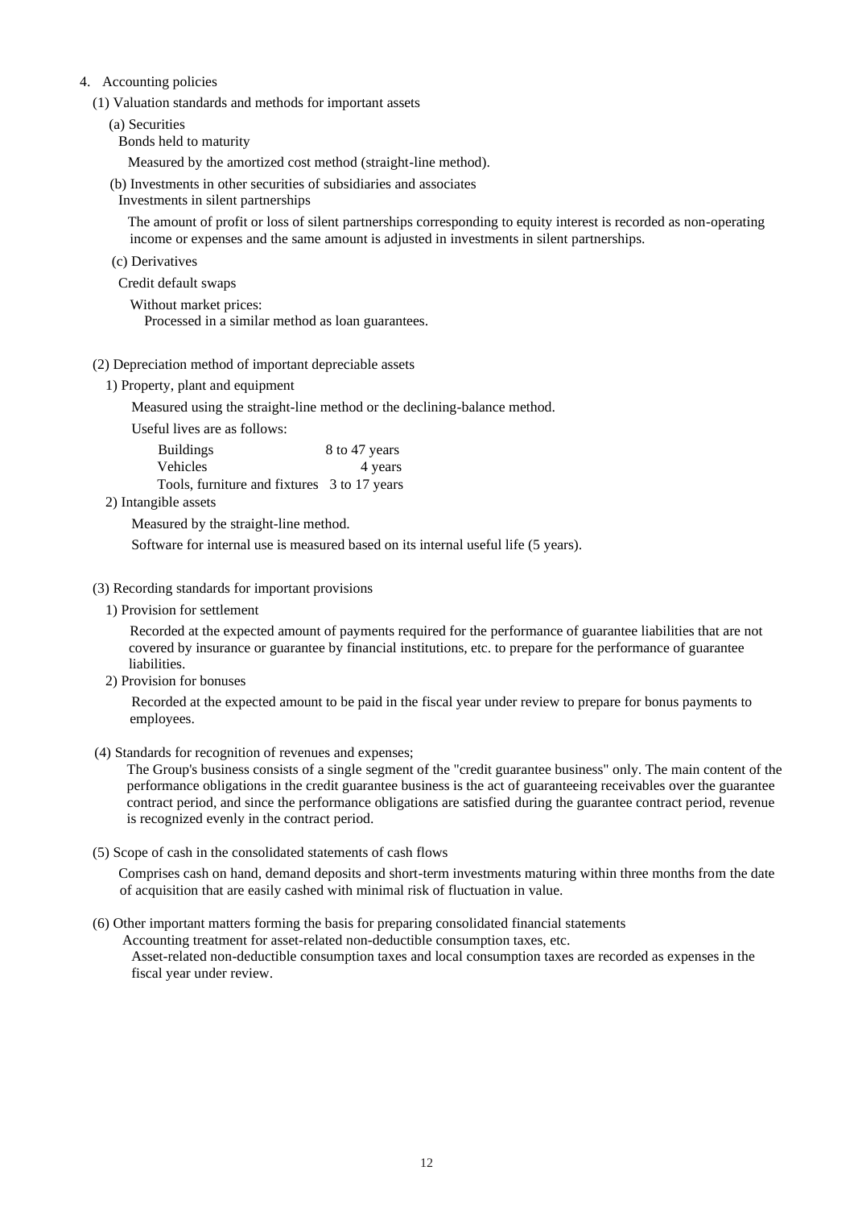## 4. Accounting policies

### (1) Valuation standards and methods for important assets

(a) Securities

Bonds held to maturity

Measured by the amortized cost method (straight-line method).

(b) Investments in other securities of subsidiaries and associates

Investments in silent partnerships

The amount of profit or loss of silent partnerships corresponding to equity interest is recorded as non-operating income or expenses and the same amount is adjusted in investments in silent partnerships.

(c) Derivatives

Credit default swaps

Without market prices:

Processed in a similar method as loan guarantees.

### (2) Depreciation method of important depreciable assets

1) Property, plant and equipment

Measured using the straight-line method or the declining-balance method.

Useful lives are as follows:

| | |
|---|---|
| Buildings | 8 to 47 years |
| Vehicles | 4 years |
| Tools, furniture and fixtures | 3 to 17 years |

2) Intangible assets

Measured by the straight-line method.

Software for internal use is measured based on its internal useful life (5 years).

### (3) Recording standards for important provisions

1) Provision for settlement

Recorded at the expected amount of payments required for the performance of guarantee liabilities that are not covered by insurance or guarantee by financial institutions, etc. to prepare for the performance of guarantee liabilities.

2) Provision for bonuses

Recorded at the expected amount to be paid in the fiscal year under review to prepare for bonus payments to employees.

### (4) Standards for recognition of revenues and expenses;

The Group's business consists of a single segment of the "credit guarantee business" only. The main content of the performance obligations in the credit guarantee business is the act of guaranteeing receivables over the guarantee contract period, and since the performance obligations are satisfied during the guarantee contract period, revenue is recognized evenly in the contract period.

### (5) Scope of cash in the consolidated statements of cash flows

Comprises cash on hand, demand deposits and short-term investments maturing within three months from the date of acquisition that are easily cashed with minimal risk of fluctuation in value.

### (6) Other important matters forming the basis for preparing consolidated financial statements

Accounting treatment for asset-related non-deductible consumption taxes, etc.

Asset-related non-deductible consumption taxes and local consumption taxes are recorded as expenses in the fiscal year under review.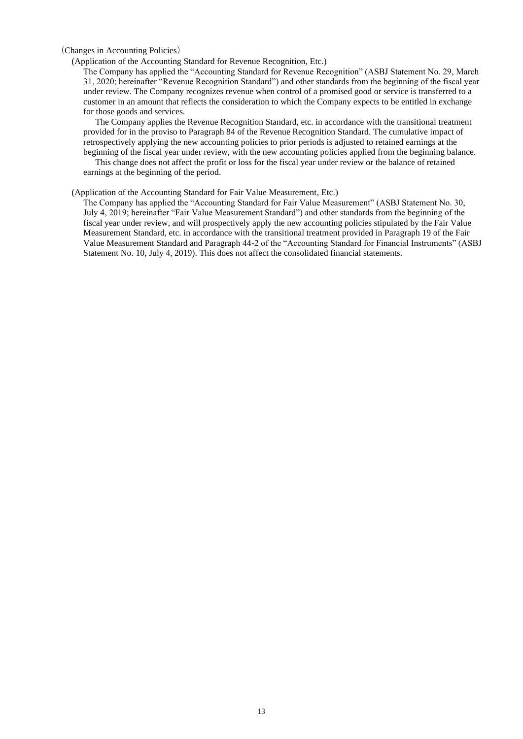(Changes in Accounting Policies)

(Application of the Accounting Standard for Revenue Recognition, Etc.)

The Company has applied the "Accounting Standard for Revenue Recognition" (ASBJ Statement No. 29, March 31, 2020; hereinafter "Revenue Recognition Standard") and other standards from the beginning of the fiscal year under review. The Company recognizes revenue when control of a promised good or service is transferred to a customer in an amount that reflects the consideration to which the Company expects to be entitled in exchange for those goods and services.

The Company applies the Revenue Recognition Standard, etc. in accordance with the transitional treatment provided for in the proviso to Paragraph 84 of the Revenue Recognition Standard. The cumulative impact of retrospectively applying the new accounting policies to prior periods is adjusted to retained earnings at the beginning of the fiscal year under review, with the new accounting policies applied from the beginning balance.

This change does not affect the profit or loss for the fiscal year under review or the balance of retained earnings at the beginning of the period.

(Application of the Accounting Standard for Fair Value Measurement, Etc.)

The Company has applied the "Accounting Standard for Fair Value Measurement" (ASBJ Statement No. 30, July 4, 2019; hereinafter "Fair Value Measurement Standard") and other standards from the beginning of the fiscal year under review, and will prospectively apply the new accounting policies stipulated by the Fair Value Measurement Standard, etc. in accordance with the transitional treatment provided in Paragraph 19 of the Fair Value Measurement Standard and Paragraph 44-2 of the "Accounting Standard for Financial Instruments" (ASBJ Statement No. 10, July 4, 2019). This does not affect the consolidated financial statements.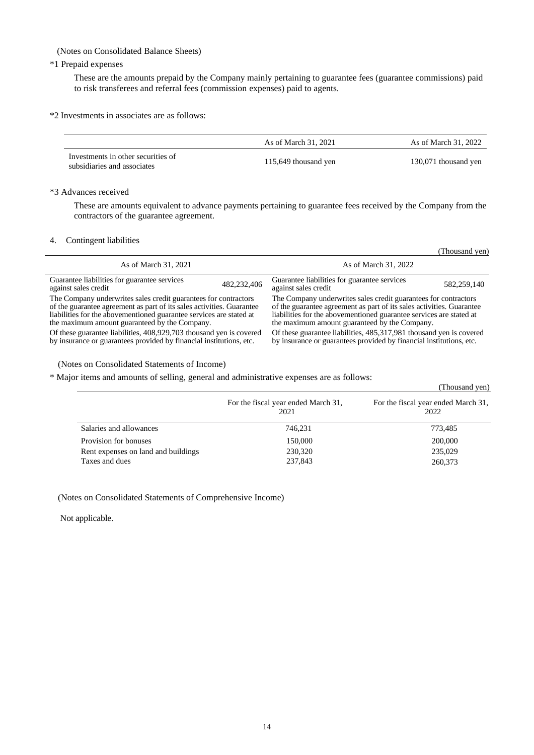(Notes on Consolidated Balance Sheets)

*1 Prepaid expenses

These are the amounts prepaid by the Company mainly pertaining to guarantee fees (guarantee commissions) paid to risk transferees and referral fees (commission expenses) paid to agents.

*2 Investments in associates are as follows:

| | As of March 31, 2021 | As of March 31, 2022 |
|---|---|---|
| Investments in other securities of subsidiaries and associates | 115,649 thousand yen | 130,071 thousand yen |

*3 Advances received

These are amounts equivalent to advance payments pertaining to guarantee fees received by the Company from the contractors of the guarantee agreement.

4. Contingent liabilities

(Thousand yen)

| As of March 31, 2021 | | As of March 31, 2022 | |
|---|---|---|---|
| Guarantee liabilities for guarantee services against sales credit | 482,232,406 | Guarantee liabilities for guarantee services against sales credit | 582,259,140 |
| The Company underwrites sales credit guarantees for contractors of the guarantee agreement as part of its sales activities. Guarantee liabilities for the abovementioned guarantee services are stated at the maximum amount guaranteed by the Company. | | The Company underwrites sales credit guarantees for contractors of the guarantee agreement as part of its sales activities. Guarantee liabilities for the abovementioned guarantee services are stated at the maximum amount guaranteed by the Company. | |
| Of these guarantee liabilities, 408,929,703 thousand yen is covered by insurance or guarantees provided by financial institutions, etc. | | Of these guarantee liabilities, 485,317,981 thousand yen is covered by insurance or guarantees provided by financial institutions, etc. | |

(Notes on Consolidated Statements of Income)

* Major items and amounts of selling, general and administrative expenses are as follows:

(Thousand yen)

| | For the fiscal year ended March 31, 2021 | For the fiscal year ended March 31, 2022 |
|---|---|---|
| Salaries and allowances | 746,231 | 773,485 |
| Provision for bonuses | 150,000 | 200,000 |
| Rent expenses on land and buildings | 230,320 | 235,029 |
| Taxes and dues | 237,843 | 260,373 |

(Notes on Consolidated Statements of Comprehensive Income)

Not applicable.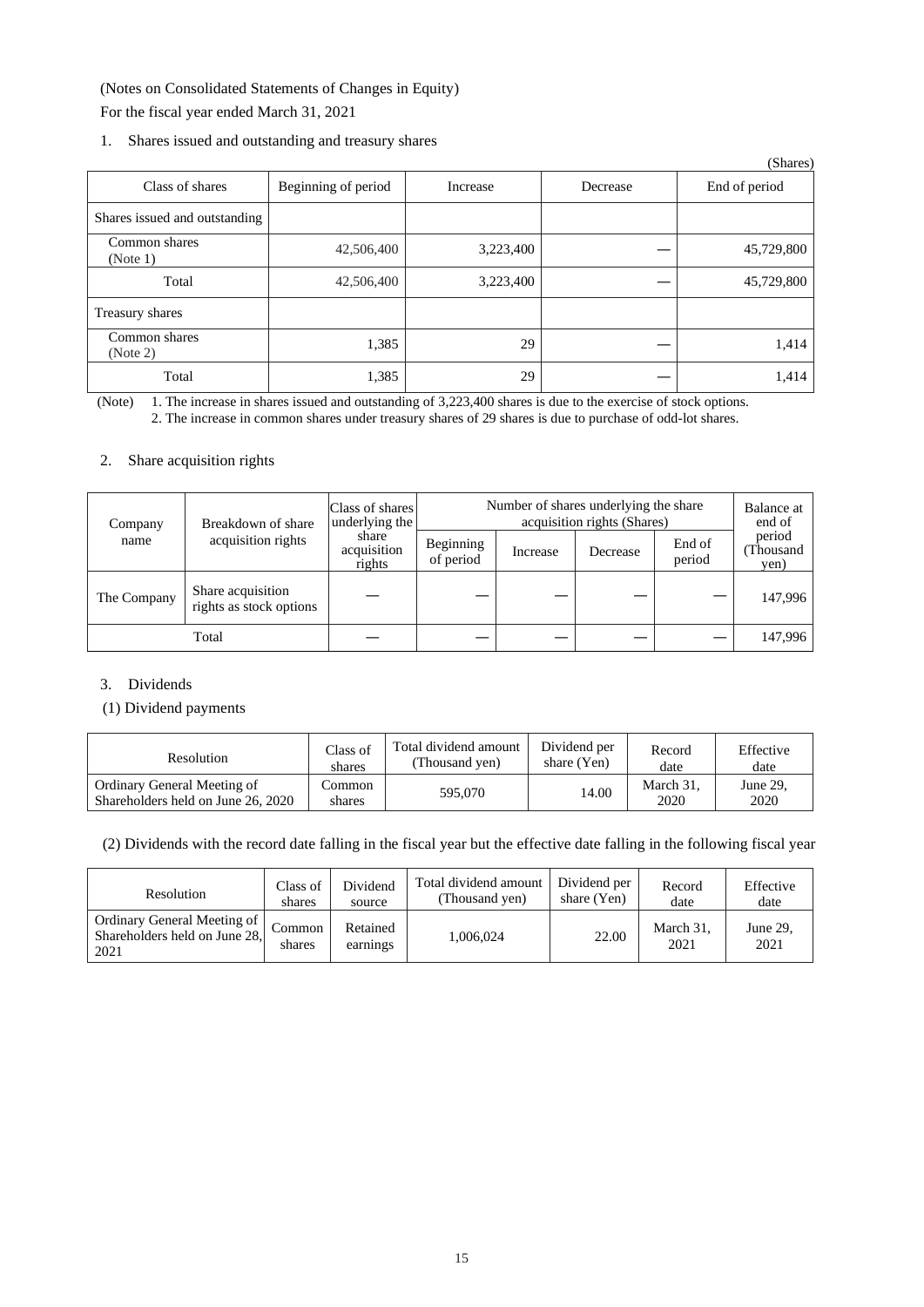(Notes on Consolidated Statements of Changes in Equity)

For the fiscal year ended March 31, 2021

1. Shares issued and outstanding and treasury shares

(Shares)

| Class of shares | Beginning of period | Increase | Decrease | End of period |
|---|---|---|---|---|
| Shares issued and outstanding | | | | |
| Common shares (Note 1) | 42,506,400 | 3,223,400 | — | 45,729,800 |
| Total | 42,506,400 | 3,223,400 | — | 45,729,800 |
| Treasury shares | | | | |
| Common shares (Note 2) | 1,385 | 29 | — | 1,414 |
| Total | 1,385 | 29 | — | 1,414 |

(Note) 1. The increase in shares issued and outstanding of 3,223,400 shares is due to the exercise of stock options.
2. The increase in common shares under treasury shares of 29 shares is due to purchase of odd-lot shares.

2. Share acquisition rights

| Company name | Breakdown of share acquisition rights | Class of shares underlying the share acquisition rights | Number of shares underlying the share acquisition rights (Shares) | | | | Balance at end of period (Thousand yen) |
|---|---|---|---|---|---|---|---|
| | | | Beginning of period | Increase | Decrease | End of period | |
| The Company | Share acquisition rights as stock options | — | — | — | — | — | 147,996 |
| Total | | — | — | — | — | — | 147,996 |

3. Dividends

(1) Dividend payments

| Resolution | Class of shares | Total dividend amount (Thousand yen) | Dividend per share (Yen) | Record date | Effective date |
|---|---|---|---|---|---|
| Ordinary General Meeting of Shareholders held on June 26, 2020 | Common shares | 595,070 | 14.00 | March 31, 2020 | June 29, 2020 |

(2) Dividends with the record date falling in the fiscal year but the effective date falling in the following fiscal year

| Resolution | Class of shares | Dividend source | Total dividend amount (Thousand yen) | Dividend per share (Yen) | Record date | Effective date |
|---|---|---|---|---|---|---|
| Ordinary General Meeting of Shareholders held on June 28, 2021 | Common shares | Retained earnings | 1,006,024 | 22.00 | March 31, 2021 | June 29, 2021 |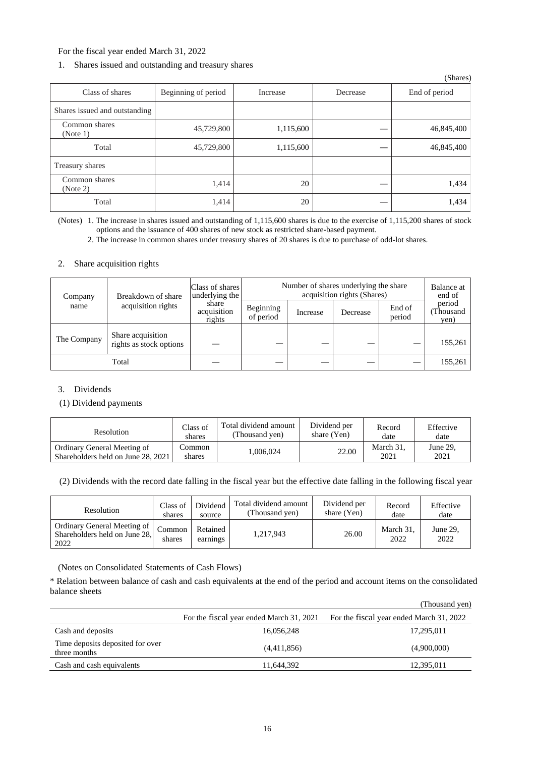For the fiscal year ended March 31, 2022

1. Shares issued and outstanding and treasury shares

(Shares)

| Class of shares | Beginning of period | Increase | Decrease | End of period |
|---|---|---|---|---|
| Shares issued and outstanding | | | | |
| Common shares (Note 1) | 45,729,800 | 1,115,600 | — | 46,845,400 |
| Total | 45,729,800 | 1,115,600 | — | 46,845,400 |
| Treasury shares | | | | |
| Common shares (Note 2) | 1,414 | 20 | — | 1,434 |
| Total | 1,414 | 20 | — | 1,434 |

(Notes) 1. The increase in shares issued and outstanding of 1,115,600 shares is due to the exercise of 1,115,200 shares of stock options and the issuance of 400 shares of new stock as restricted share-based payment.

2. The increase in common shares under treasury shares of 20 shares is due to purchase of odd-lot shares.

2. Share acquisition rights

| Company name | Breakdown of share acquisition rights | Class of shares underlying the share acquisition rights | Number of shares underlying the share acquisition rights (Shares) | | | | Balance at end of period (Thousand yen) |
|---|---|---|---|---|---|---|---|
| | | | Beginning of period | Increase | Decrease | End of period | |
| The Company | Share acquisition rights as stock options | — | — | — | — | — | 155,261 |
| Total | | — | — | — | — | — | 155,261 |

3. Dividends

(1) Dividend payments

| Resolution | Class of shares | Total dividend amount (Thousand yen) | Dividend per share (Yen) | Record date | Effective date |
|---|---|---|---|---|---|
| Ordinary General Meeting of Shareholders held on June 28, 2021 | Common shares | 1,006,024 | 22.00 | March 31, 2021 | June 29, 2021 |

(2) Dividends with the record date falling in the fiscal year but the effective date falling in the following fiscal year

| Resolution | Class of shares | Dividend source | Total dividend amount (Thousand yen) | Dividend per share (Yen) | Record date | Effective date |
|---|---|---|---|---|---|---|
| Ordinary General Meeting of Shareholders held on June 28, 2022 | Common shares | Retained earnings | 1,217,943 | 26.00 | March 31, 2022 | June 29, 2022 |

(Notes on Consolidated Statements of Cash Flows)

* Relation between balance of cash and cash equivalents at the end of the period and account items on the consolidated balance sheets

(Thousand yen)

| | For the fiscal year ended March 31, 2021 | For the fiscal year ended March 31, 2022 |
|---|---|---|
| Cash and deposits | 16,056,248 | 17,295,011 |
| Time deposits deposited for over three months | (4,411,856) | (4,900,000) |
| Cash and cash equivalents | 11,644,392 | 12,395,011 |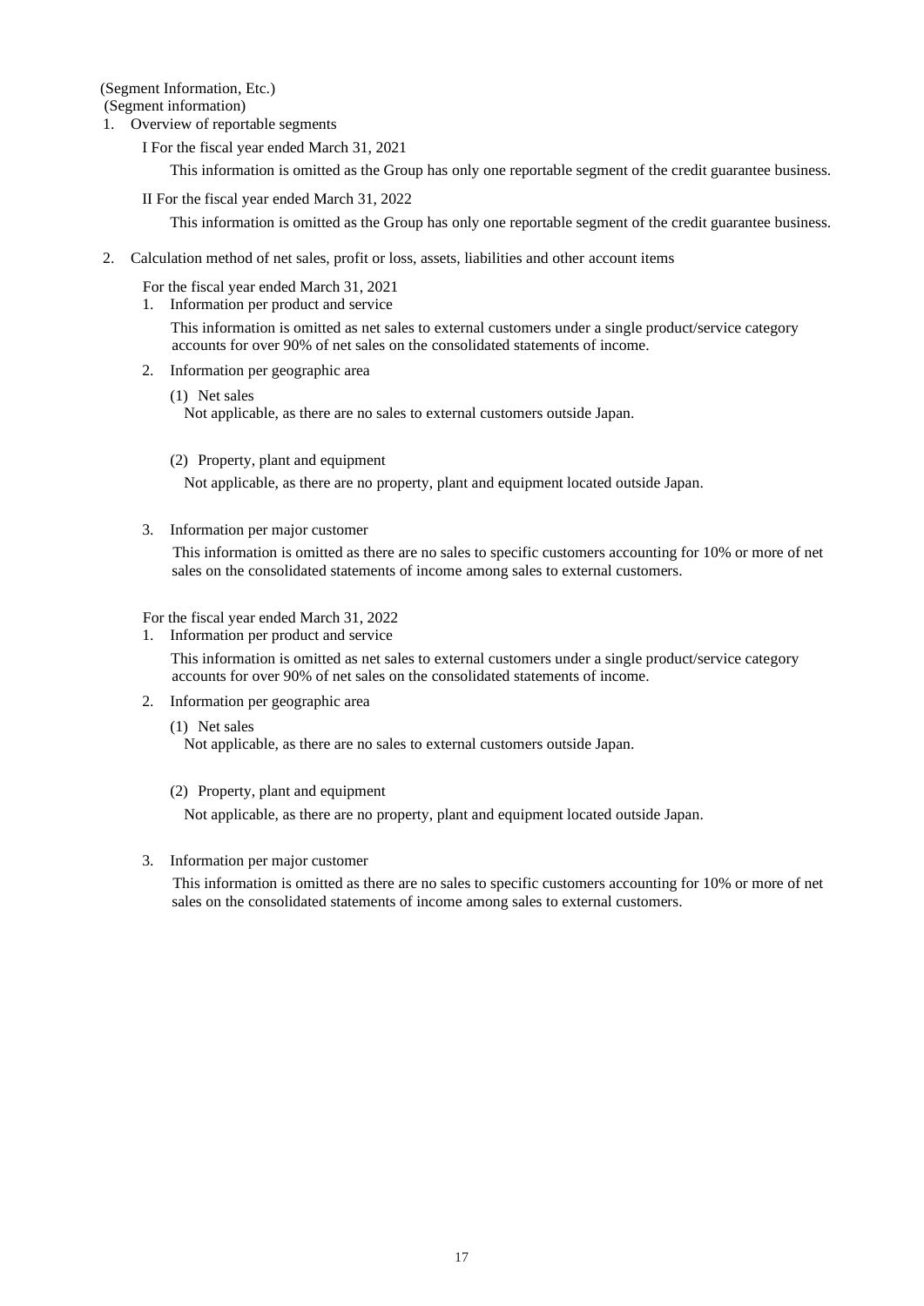(Segment Information, Etc.)

(Segment information)

1. Overview of reportable segments

   I For the fiscal year ended March 31, 2021

   This information is omitted as the Group has only one reportable segment of the credit guarantee business.

   II For the fiscal year ended March 31, 2022

   This information is omitted as the Group has only one reportable segment of the credit guarantee business.

2. Calculation method of net sales, profit or loss, assets, liabilities and other account items

   For the fiscal year ended March 31, 2021

   1. Information per product and service

      This information is omitted as net sales to external customers under a single product/service category accounts for over 90% of net sales on the consolidated statements of income.

   2. Information per geographic area

      (1) Net sales

      Not applicable, as there are no sales to external customers outside Japan.

      (2) Property, plant and equipment

      Not applicable, as there are no property, plant and equipment located outside Japan.

   3. Information per major customer

      This information is omitted as there are no sales to specific customers accounting for 10% or more of net sales on the consolidated statements of income among sales to external customers.

   For the fiscal year ended March 31, 2022

   1. Information per product and service

      This information is omitted as net sales to external customers under a single product/service category accounts for over 90% of net sales on the consolidated statements of income.

   2. Information per geographic area

      (1) Net sales

      Not applicable, as there are no sales to external customers outside Japan.

      (2) Property, plant and equipment

      Not applicable, as there are no property, plant and equipment located outside Japan.

   3. Information per major customer

      This information is omitted as there are no sales to specific customers accounting for 10% or more of net sales on the consolidated statements of income among sales to external customers.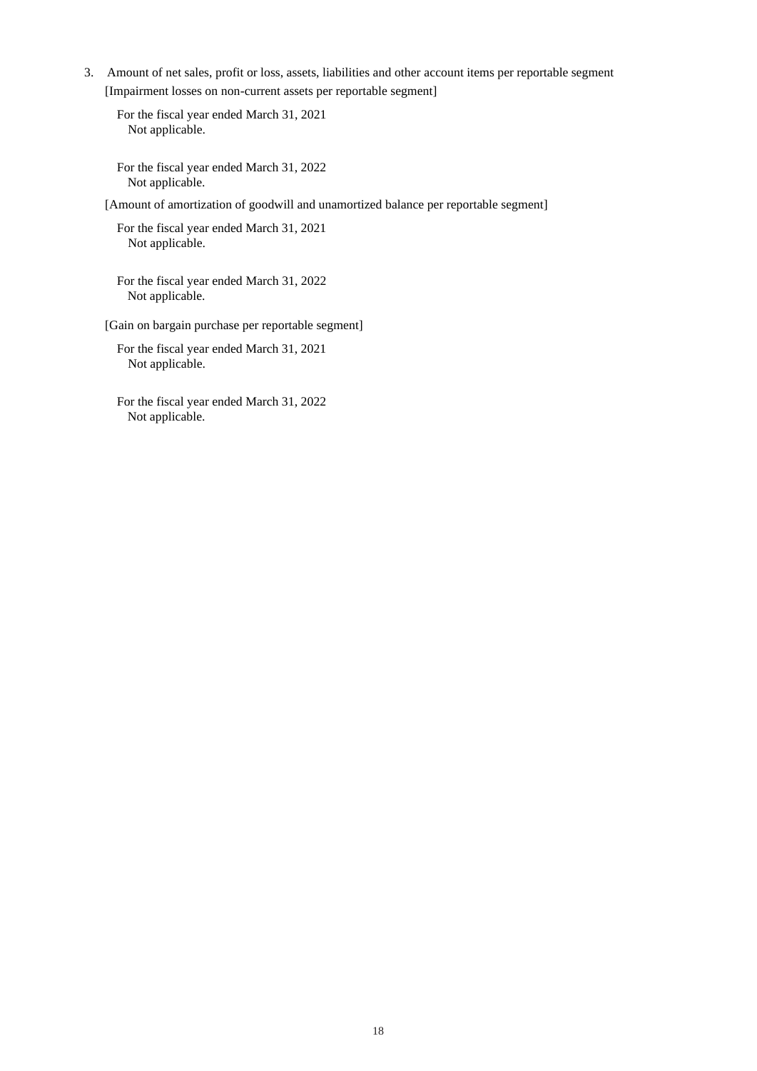3. Amount of net sales, profit or loss, assets, liabilities and other account items per reportable segment

[Impairment losses on non-current assets per reportable segment]

For the fiscal year ended March 31, 2021
Not applicable.

For the fiscal year ended March 31, 2022
Not applicable.

[Amount of amortization of goodwill and unamortized balance per reportable segment]

For the fiscal year ended March 31, 2021
Not applicable.

For the fiscal year ended March 31, 2022
Not applicable.

[Gain on bargain purchase per reportable segment]

For the fiscal year ended March 31, 2021
Not applicable.

For the fiscal year ended March 31, 2022
Not applicable.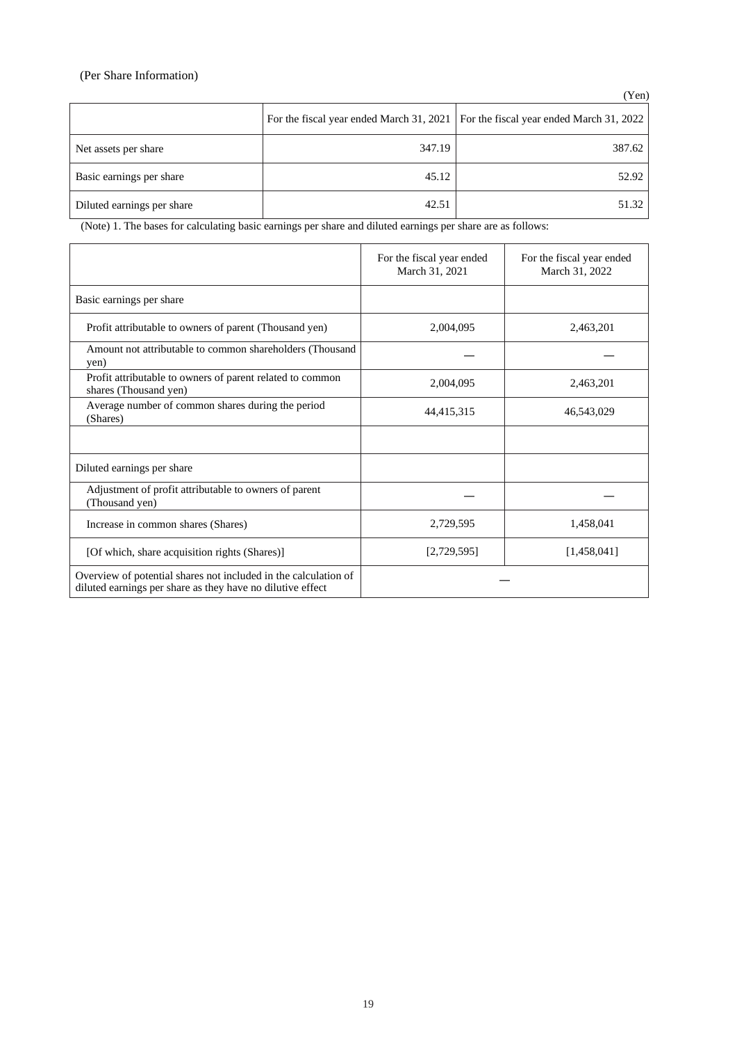(Per Share Information)

(Yen)

| | For the fiscal year ended March 31, 2021 | For the fiscal year ended March 31, 2022 |
|---|---|---|
| Net assets per share | 347.19 | 387.62 |
| Basic earnings per share | 45.12 | 52.92 |
| Diluted earnings per share | 42.51 | 51.32 |

(Note) 1. The bases for calculating basic earnings per share and diluted earnings per share are as follows:

| | For the fiscal year ended March 31, 2021 | For the fiscal year ended March 31, 2022 |
|---|---|---|
| Basic earnings per share | | |
| Profit attributable to owners of parent (Thousand yen) | 2,004,095 | 2,463,201 |
| Amount not attributable to common shareholders (Thousand yen) | — | — |
| Profit attributable to owners of parent related to common shares (Thousand yen) | 2,004,095 | 2,463,201 |
| Average number of common shares during the period (Shares) | 44,415,315 | 46,543,029 |
| | | |
| Diluted earnings per share | | |
| Adjustment of profit attributable to owners of parent (Thousand yen) | — | — |
| Increase in common shares (Shares) | 2,729,595 | 1,458,041 |
| [Of which, share acquisition rights (Shares)] | [2,729,595] | [1,458,041] |
| Overview of potential shares not included in the calculation of diluted earnings per share as they have no dilutive effect | — | |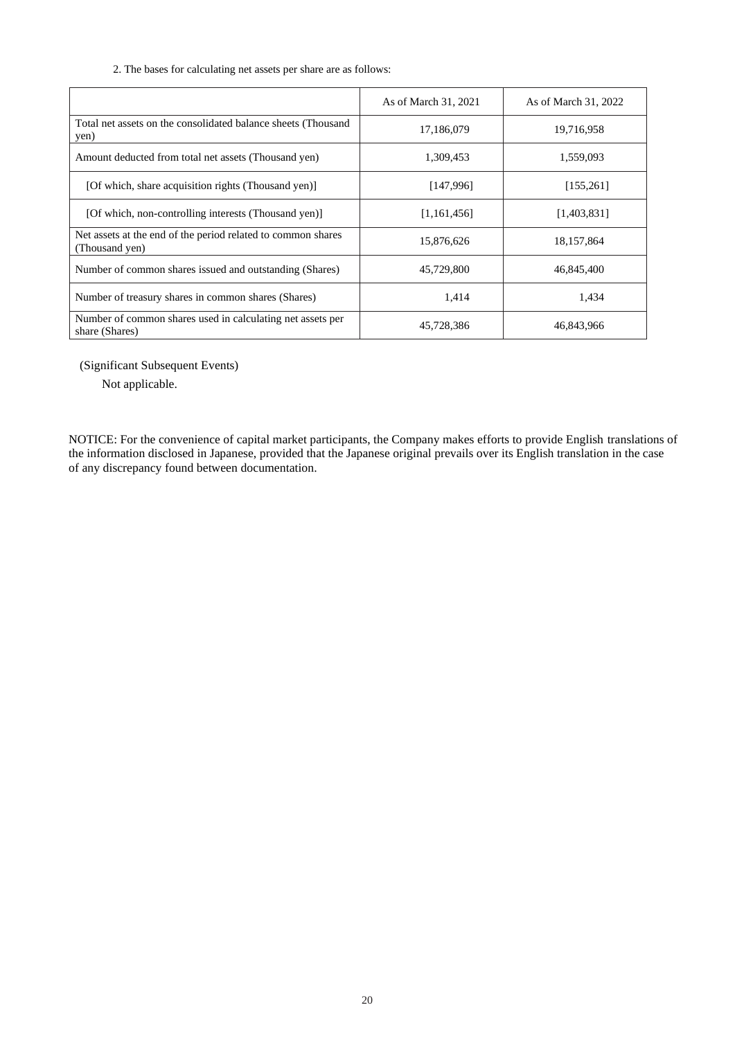2. The bases for calculating net assets per share are as follows:

| | As of March 31, 2021 | As of March 31, 2022 |
|---|---|---|
| Total net assets on the consolidated balance sheets (Thousand yen) | 17,186,079 | 19,716,958 |
| Amount deducted from total net assets (Thousand yen) | 1,309,453 | 1,559,093 |
| [Of which, share acquisition rights (Thousand yen)] | [147,996] | [155,261] |
| [Of which, non-controlling interests (Thousand yen)] | [1,161,456] | [1,403,831] |
| Net assets at the end of the period related to common shares (Thousand yen) | 15,876,626 | 18,157,864 |
| Number of common shares issued and outstanding (Shares) | 45,729,800 | 46,845,400 |
| Number of treasury shares in common shares (Shares) | 1,414 | 1,434 |
| Number of common shares used in calculating net assets per share (Shares) | 45,728,386 | 46,843,966 |

(Significant Subsequent Events)

Not applicable.

NOTICE: For the convenience of capital market participants, the Company makes efforts to provide English translations of the information disclosed in Japanese, provided that the Japanese original prevails over its English translation in the case of any discrepancy found between documentation.